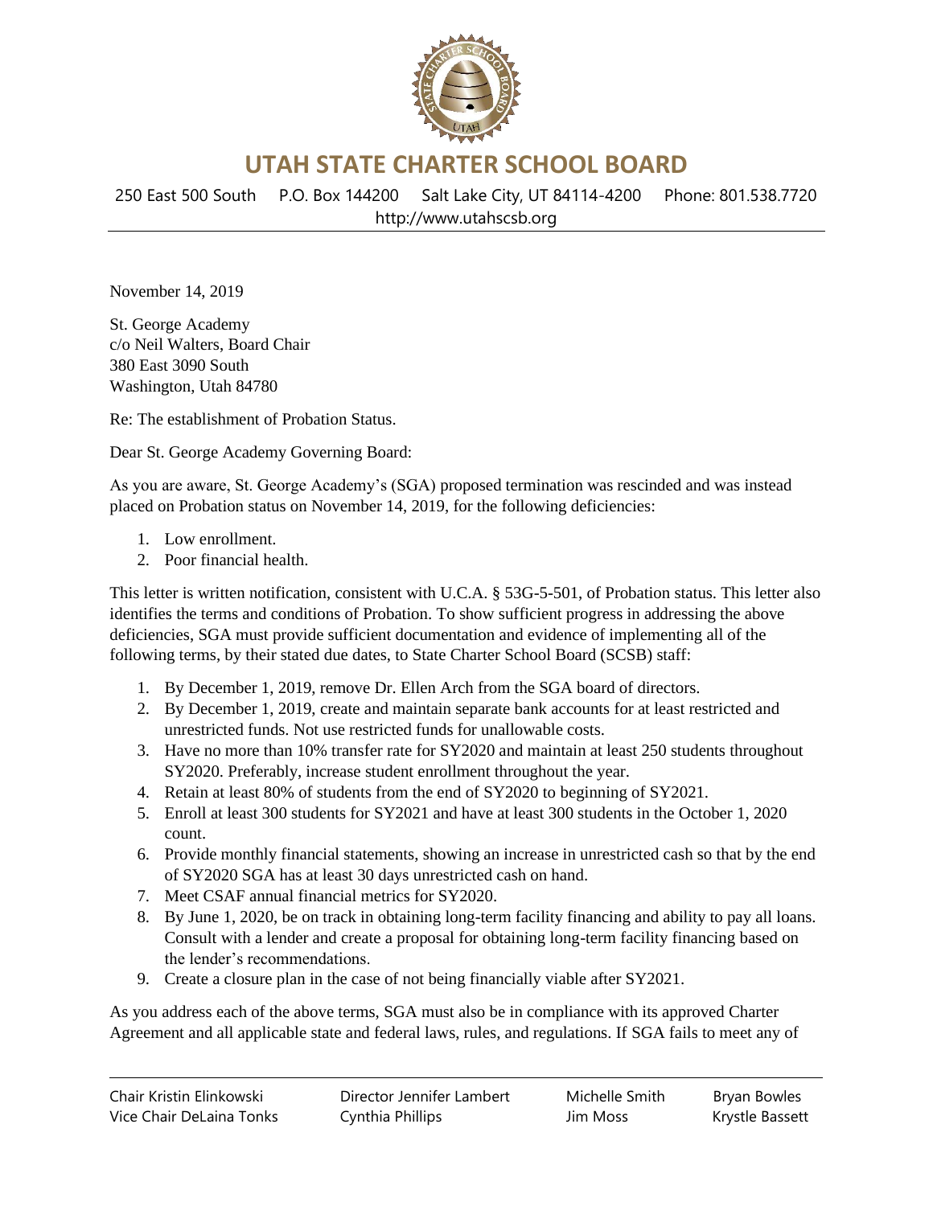# UTAH STATE CHARTER SCHOOL BOARD

250 East 500 South P.O. Box 144200 Salt Lake City, UT 84114-4200 Phone: 801.538.7720
http://www.utahscsb.org

November 14, 2019

St. George Academy
c/o Neil Walters, Board Chair
380 East 3090 South
Washington, Utah 84780

Re: The establishment of Probation Status.

Dear St. George Academy Governing Board:

As you are aware, St. George Academy's (SGA) proposed termination was rescinded and was instead placed on Probation status on November 14, 2019, for the following deficiencies:

1. Low enrollment.
2. Poor financial health.

This letter is written notification, consistent with U.C.A. § 53G-5-501, of Probation status. This letter also identifies the terms and conditions of Probation. To show sufficient progress in addressing the above deficiencies, SGA must provide sufficient documentation and evidence of implementing all of the following terms, by their stated due dates, to State Charter School Board (SCSB) staff:

1. By December 1, 2019, remove Dr. Ellen Arch from the SGA board of directors.
2. By December 1, 2019, create and maintain separate bank accounts for at least restricted and unrestricted funds. Not use restricted funds for unallowable costs.
3. Have no more than 10% transfer rate for SY2020 and maintain at least 250 students throughout SY2020. Preferably, increase student enrollment throughout the year.
4. Retain at least 80% of students from the end of SY2020 to beginning of SY2021.
5. Enroll at least 300 students for SY2021 and have at least 300 students in the October 1, 2020 count.
6. Provide monthly financial statements, showing an increase in unrestricted cash so that by the end of SY2020 SGA has at least 30 days unrestricted cash on hand.
7. Meet CSAF annual financial metrics for SY2020.
8. By June 1, 2020, be on track in obtaining long-term facility financing and ability to pay all loans. Consult with a lender and create a proposal for obtaining long-term facility financing based on the lender's recommendations.
9. Create a closure plan in the case of not being financially viable after SY2021.

As you address each of the above terms, SGA must also be in compliance with its approved Charter Agreement and all applicable state and federal laws, rules, and regulations. If SGA fails to meet any of

Chair Kristin Elinkowski | Director Jennifer Lambert | Michelle Smith | Bryan Bowles
Vice Chair DeLaina Tonks | Cynthia Phillips | Jim Moss | Krystle Bassett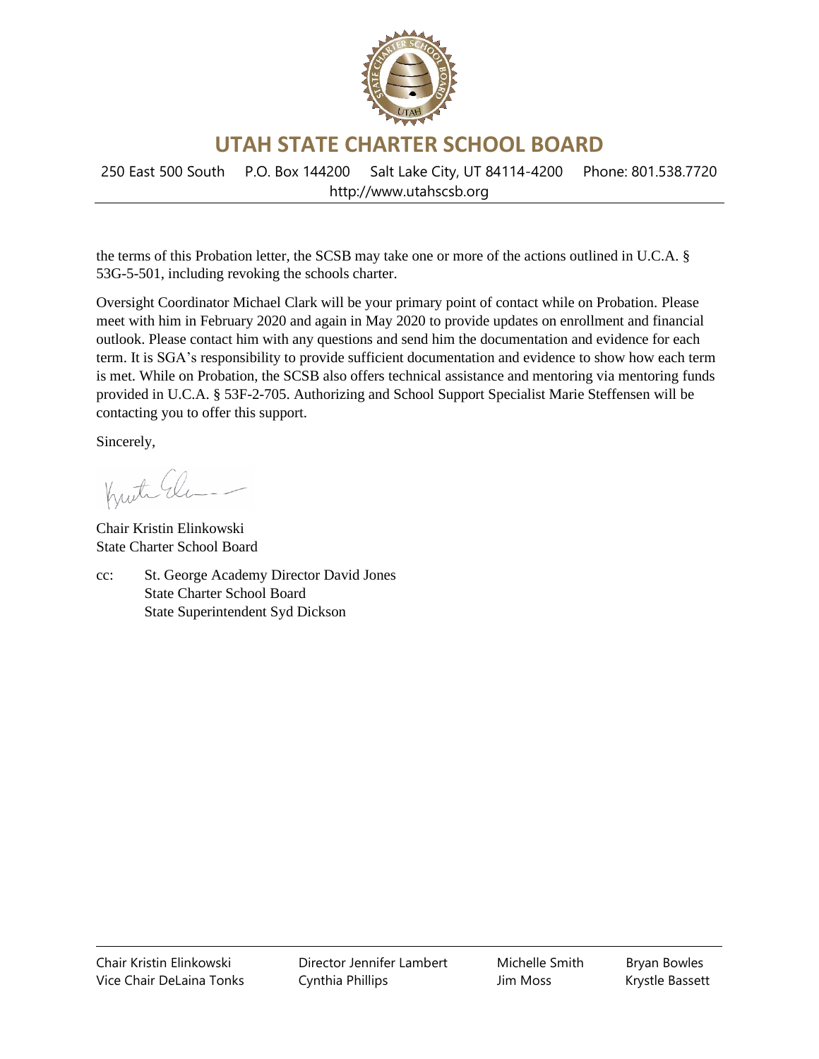the terms of this Probation letter, the SCSB may take one or more of the actions outlined in U.C.A. § 53G-5-501, including revoking the schools charter.

Oversight Coordinator Michael Clark will be your primary point of contact while on Probation. Please meet with him in February 2020 and again in May 2020 to provide updates on enrollment and financial outlook. Please contact him with any questions and send him the documentation and evidence for each term. It is SGA's responsibility to provide sufficient documentation and evidence to show how each term is met. While on Probation, the SCSB also offers technical assistance and mentoring via mentoring funds provided in U.C.A. § 53F-2-705. Authorizing and School Support Specialist Marie Steffensen will be contacting you to offer this support.

Sincerely,

Chair Kristin Elinkowski
State Charter School Board

cc: St. George Academy Director David Jones
State Charter School Board
State Superintendent Syd Dickson